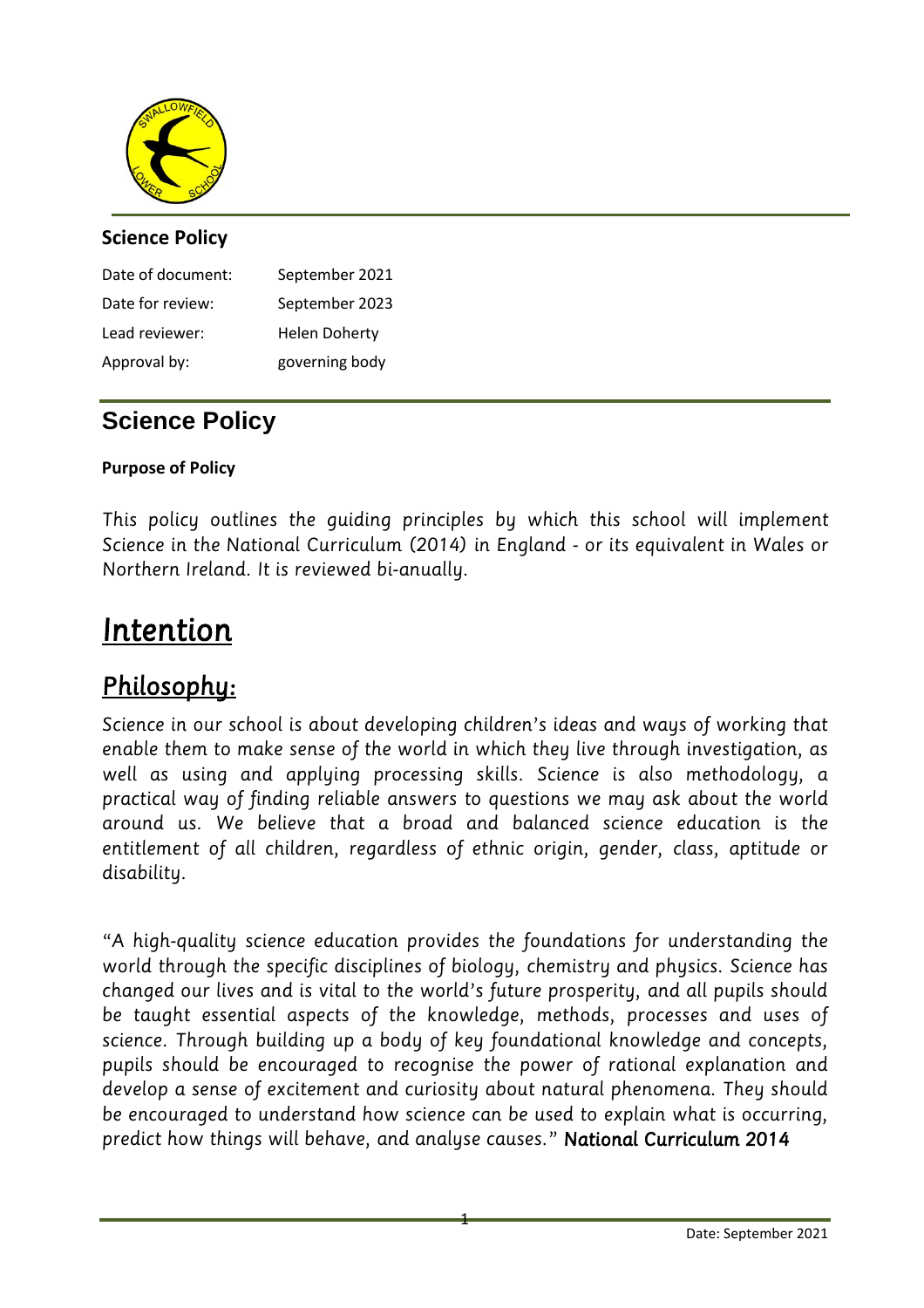**Science Policy**

| Date of document: | September 2021 |
|---|---|
| Date for review: | September 2023 |
| Lead reviewer: | Helen Doherty |
| Approval by: | governing body |

# Science Policy

**Purpose of Policy**

*This policy outlines the guiding principles by which this school will implement Science in the National Curriculum (2014) in England - or its equivalent in Wales or Northern Ireland. It is reviewed bi-anually.*

# Intention

## Philosophy:

*Science in our school is about developing children's ideas and ways of working that enable them to make sense of the world in which they live through investigation, as well as using and applying processing skills. Science is also methodology, a practical way of finding reliable answers to questions we may ask about the world around us. We believe that a broad and balanced science education is the entitlement of all children, regardless of ethnic origin, gender, class, aptitude or disability.*

*"A high-quality science education provides the foundations for understanding the world through the specific disciplines of biology, chemistry and physics. Science has changed our lives and is vital to the world's future prosperity, and all pupils should be taught essential aspects of the knowledge, methods, processes and uses of science. Through building up a body of key foundational knowledge and concepts, pupils should be encouraged to recognise the power of rational explanation and develop a sense of excitement and curiosity about natural phenomena. They should be encouraged to understand how science can be used to explain what is occurring, predict how things will behave, and analyse causes."* National Curriculum 2014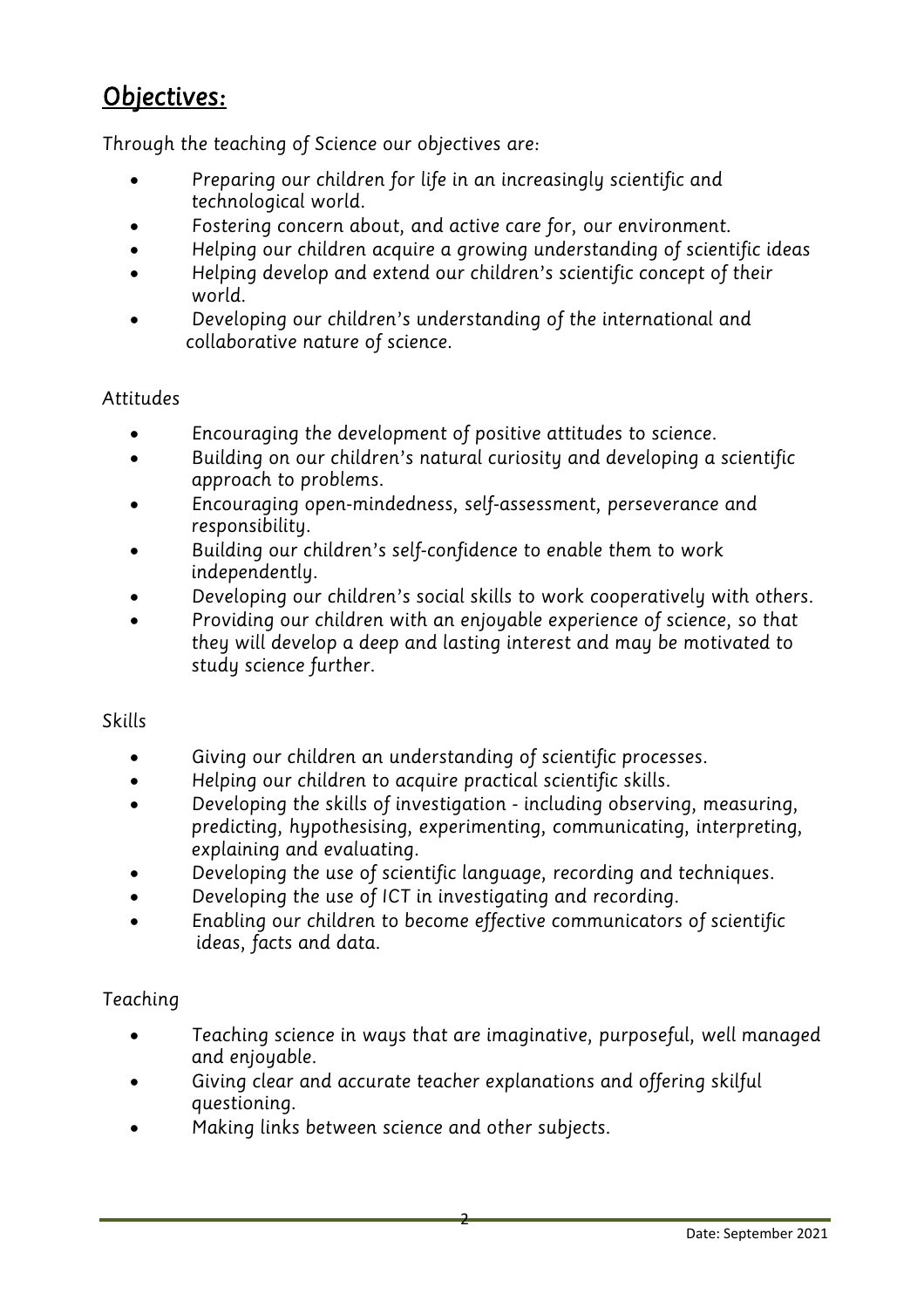## Objectives:

Through the teaching of Science our objectives are:

- Preparing our children for life in an increasingly scientific and technological world.
- Fostering concern about, and active care for, our environment.
- Helping our children acquire a growing understanding of scientific ideas
- Helping develop and extend our children's scientific concept of their world.
- Developing our children's understanding of the international and collaborative nature of science.

Attitudes

- Encouraging the development of positive attitudes to science.
- Building on our children's natural curiosity and developing a scientific approach to problems.
- Encouraging open-mindedness, self-assessment, perseverance and responsibility.
- Building our children's self-confidence to enable them to work independently.
- Developing our children's social skills to work cooperatively with others.
- Providing our children with an enjoyable experience of science, so that they will develop a deep and lasting interest and may be motivated to study science further.

Skills

- Giving our children an understanding of scientific processes.
- Helping our children to acquire practical scientific skills.
- Developing the skills of investigation - including observing, measuring, predicting, hypothesising, experimenting, communicating, interpreting, explaining and evaluating.
- Developing the use of scientific language, recording and techniques.
- Developing the use of ICT in investigating and recording.
- Enabling our children to become effective communicators of scientific ideas, facts and data.

Teaching

- Teaching science in ways that are imaginative, purposeful, well managed and enjoyable.
- Giving clear and accurate teacher explanations and offering skilful questioning.
- Making links between science and other subjects.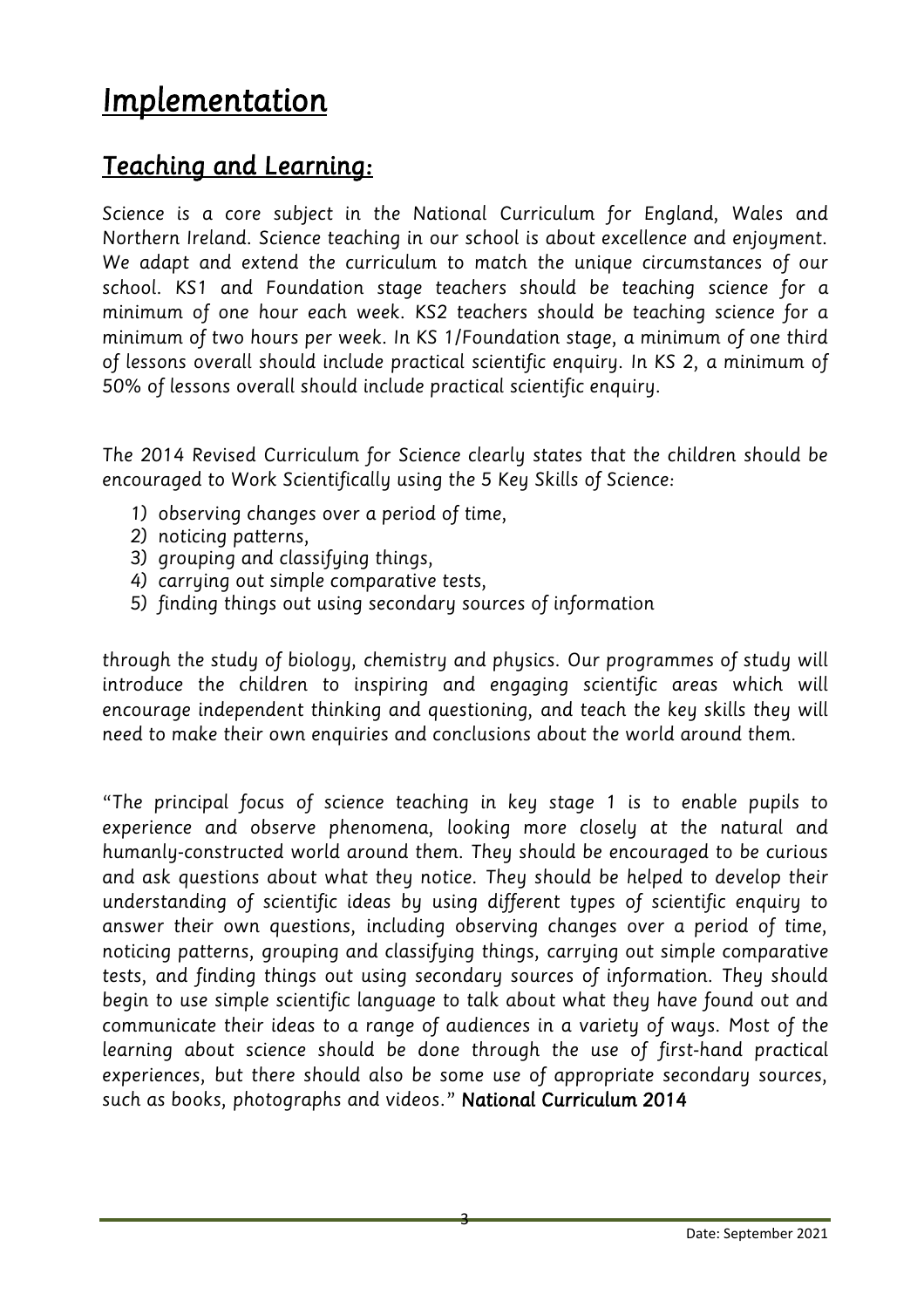# Implementation

## Teaching and Learning:

*Science is a core subject in the National Curriculum for England, Wales and Northern Ireland. Science teaching in our school is about excellence and enjoyment. We adapt and extend the curriculum to match the unique circumstances of our school. KS1 and Foundation stage teachers should be teaching science for a minimum of one hour each week. KS2 teachers should be teaching science for a minimum of two hours per week. In KS 1/Foundation stage, a minimum of one third of lessons overall should include practical scientific enquiry. In KS 2, a minimum of 50% of lessons overall should include practical scientific enquiry.*

*The 2014 Revised Curriculum for Science clearly states that the children should be encouraged to Work Scientifically using the 5 Key Skills of Science:*

1) *observing changes over a period of time,*
2) *noticing patterns,*
3) *grouping and classifying things,*
4) *carrying out simple comparative tests,*
5) *finding things out using secondary sources of information*

*through the study of biology, chemistry and physics. Our programmes of study will introduce the children to inspiring and engaging scientific areas which will encourage independent thinking and questioning, and teach the key skills they will need to make their own enquiries and conclusions about the world around them.*

*"The principal focus of science teaching in key stage 1 is to enable pupils to experience and observe phenomena, looking more closely at the natural and humanly-constructed world around them. They should be encouraged to be curious and ask questions about what they notice. They should be helped to develop their understanding of scientific ideas by using different types of scientific enquiry to answer their own questions, including observing changes over a period of time, noticing patterns, grouping and classifying things, carrying out simple comparative tests, and finding things out using secondary sources of information. They should begin to use simple scientific language to talk about what they have found out and communicate their ideas to a range of audiences in a variety of ways. Most of the learning about science should be done through the use of first-hand practical experiences, but there should also be some use of appropriate secondary sources, such as books, photographs and videos."* **National Curriculum 2014**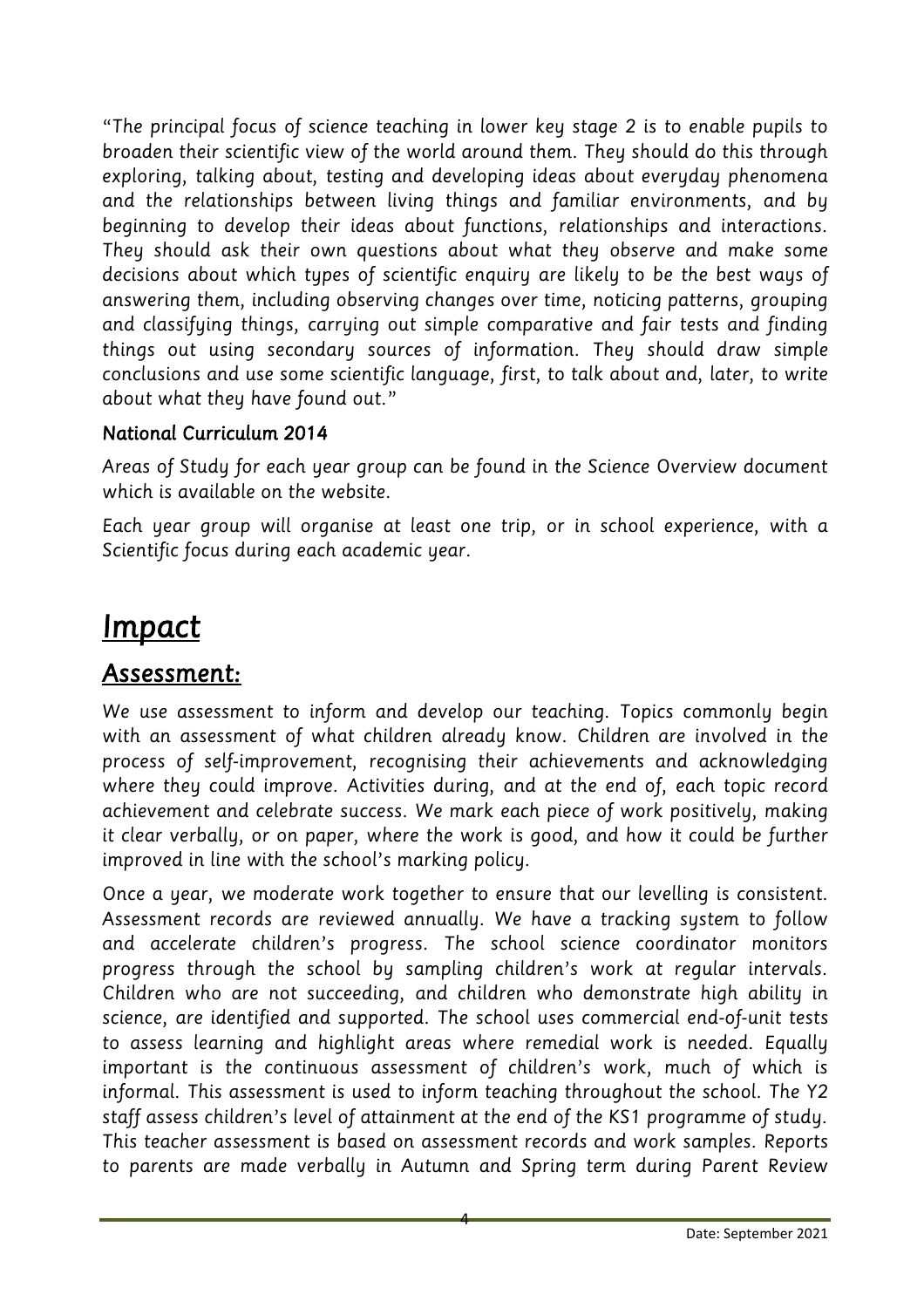*"The principal focus of science teaching in lower key stage 2 is to enable pupils to broaden their scientific view of the world around them. They should do this through exploring, talking about, testing and developing ideas about everyday phenomena and the relationships between living things and familiar environments, and by beginning to develop their ideas about functions, relationships and interactions. They should ask their own questions about what they observe and make some decisions about which types of scientific enquiry are likely to be the best ways of answering them, including observing changes over time, noticing patterns, grouping and classifying things, carrying out simple comparative and fair tests and finding things out using secondary sources of information. They should draw simple conclusions and use some scientific language, first, to talk about and, later, to write about what they have found out."*

**National Curriculum 2014**

*Areas of Study for each year group can be found in the Science Overview document which is available on the website.*

*Each year group will organise at least one trip, or in school experience, with a Scientific focus during each academic year.*

# Impact

## Assessment:

*We use assessment to inform and develop our teaching. Topics commonly begin with an assessment of what children already know. Children are involved in the process of self-improvement, recognising their achievements and acknowledging where they could improve. Activities during, and at the end of, each topic record achievement and celebrate success. We mark each piece of work positively, making it clear verbally, or on paper, where the work is good, and how it could be further improved in line with the school's marking policy.*

*Once a year, we moderate work together to ensure that our levelling is consistent. Assessment records are reviewed annually. We have a tracking system to follow and accelerate children's progress. The school science coordinator monitors progress through the school by sampling children's work at regular intervals. Children who are not succeeding, and children who demonstrate high ability in science, are identified and supported. The school uses commercial end-of-unit tests to assess learning and highlight areas where remedial work is needed. Equally important is the continuous assessment of children's work, much of which is informal. This assessment is used to inform teaching throughout the school. The Y2 staff assess children's level of attainment at the end of the KS1 programme of study. This teacher assessment is based on assessment records and work samples. Reports to parents are made verbally in Autumn and Spring term during Parent Review*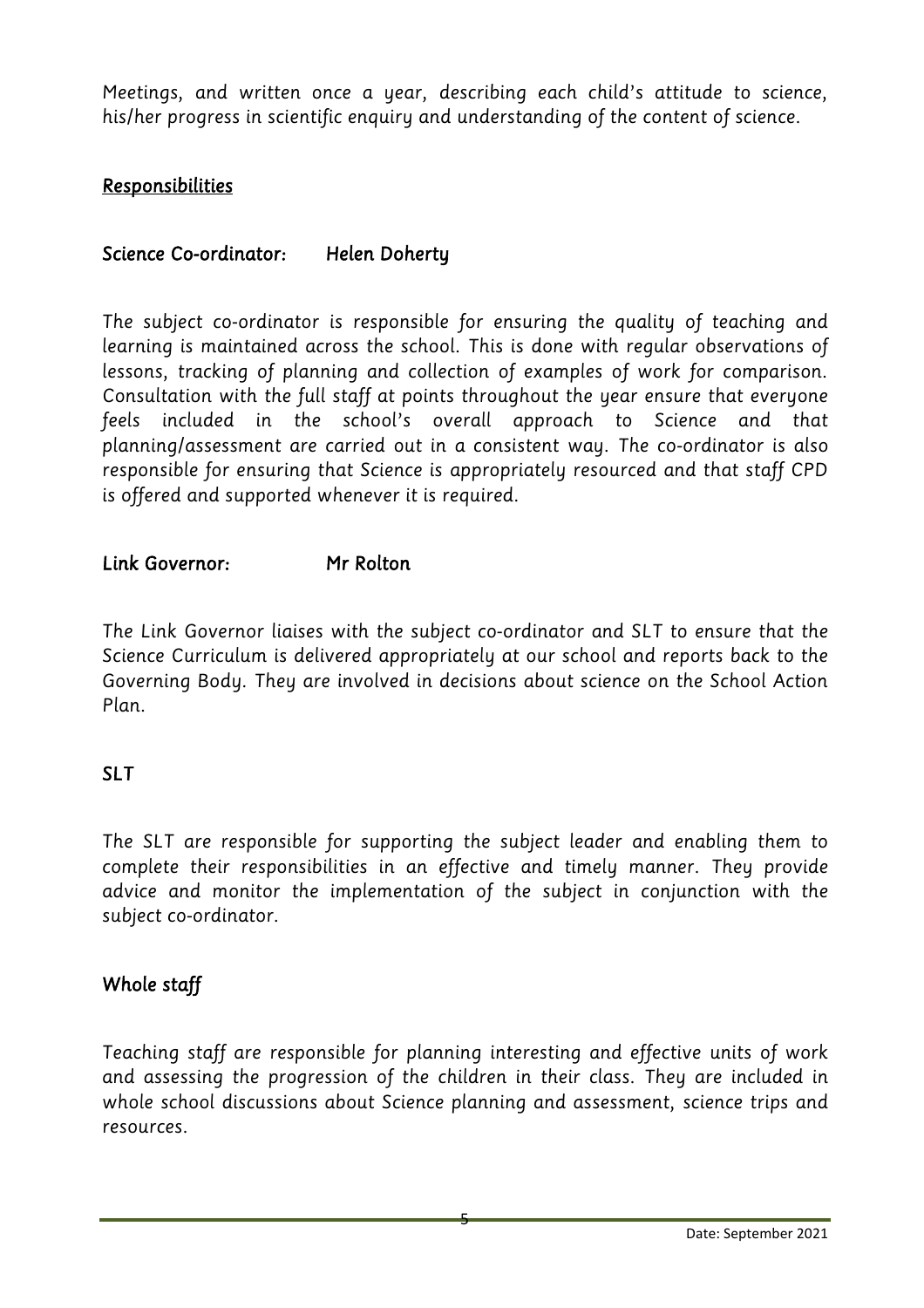Meetings, and written once a year, describing each child's attitude to science, his/her progress in scientific enquiry and understanding of the content of science.

## Responsibilities

### Science Co-ordinator: Helen Doherty

The subject co-ordinator is responsible for ensuring the quality of teaching and learning is maintained across the school. This is done with regular observations of lessons, tracking of planning and collection of examples of work for comparison. Consultation with the full staff at points throughout the year ensure that everyone feels included in the school's overall approach to Science and that planning/assessment are carried out in a consistent way. The co-ordinator is also responsible for ensuring that Science is appropriately resourced and that staff CPD is offered and supported whenever it is required.

### Link Governor: Mr Rolton

The Link Governor liaises with the subject co-ordinator and SLT to ensure that the Science Curriculum is delivered appropriately at our school and reports back to the Governing Body. They are involved in decisions about science on the School Action Plan.

### SLT

The SLT are responsible for supporting the subject leader and enabling them to complete their responsibilities in an effective and timely manner. They provide advice and monitor the implementation of the subject in conjunction with the subject co-ordinator.

### Whole staff

Teaching staff are responsible for planning interesting and effective units of work and assessing the progression of the children in their class. They are included in whole school discussions about Science planning and assessment, science trips and resources.